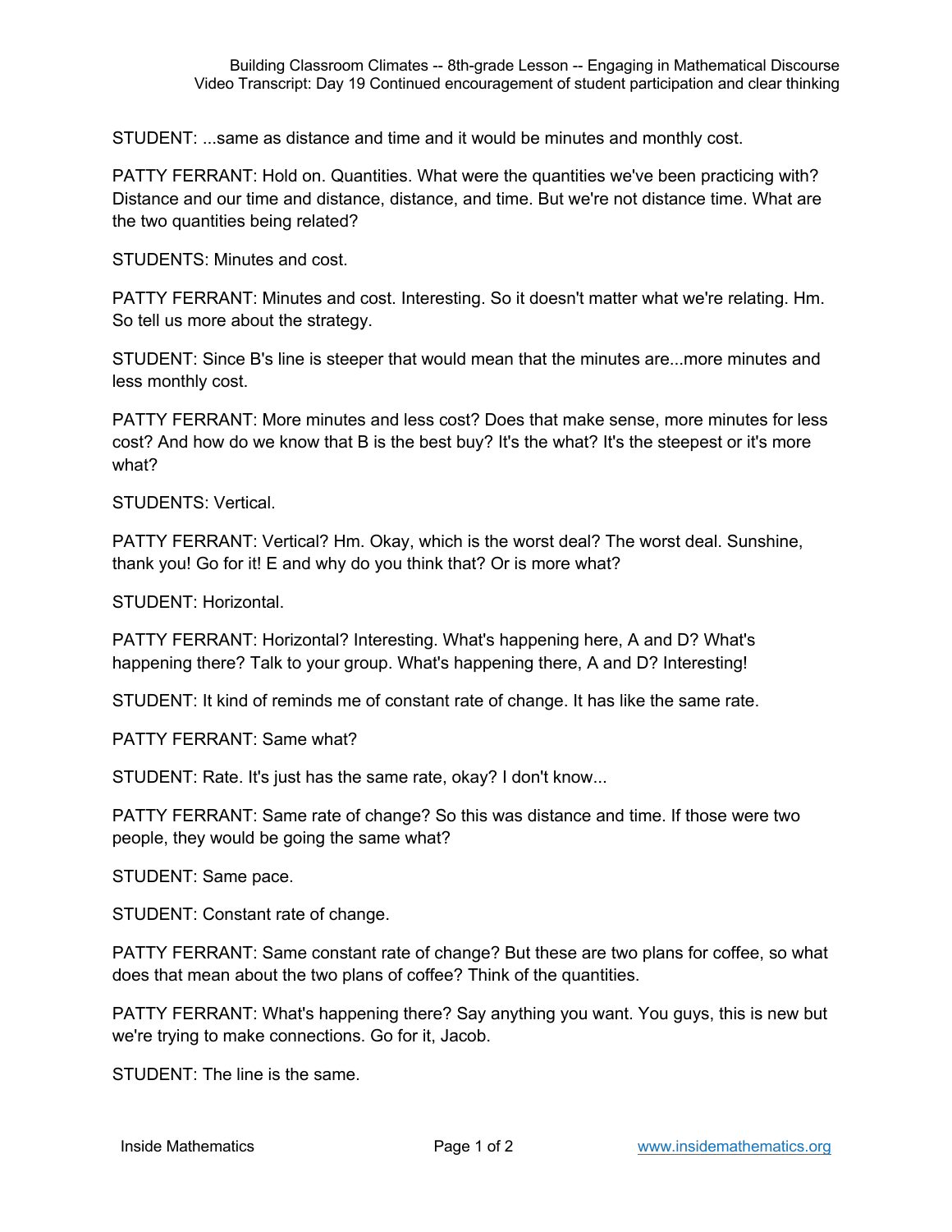STUDENT: ...same as distance and time and it would be minutes and monthly cost.

PATTY FERRANT: Hold on. Quantities. What were the quantities we've been practicing with? Distance and our time and distance, distance, and time. But we're not distance time. What are the two quantities being related?

STUDENTS: Minutes and cost.

PATTY FERRANT: Minutes and cost. Interesting. So it doesn't matter what we're relating. Hm. So tell us more about the strategy.

STUDENT: Since B's line is steeper that would mean that the minutes are...more minutes and less monthly cost.

PATTY FERRANT: More minutes and less cost? Does that make sense, more minutes for less cost? And how do we know that B is the best buy? It's the what? It's the steepest or it's more what?

STUDENTS: Vertical.

PATTY FERRANT: Vertical? Hm. Okay, which is the worst deal? The worst deal. Sunshine, thank you! Go for it! E and why do you think that? Or is more what?

STUDENT: Horizontal.

PATTY FERRANT: Horizontal? Interesting. What's happening here, A and D? What's happening there? Talk to your group. What's happening there, A and D? Interesting!

STUDENT: It kind of reminds me of constant rate of change. It has like the same rate.

PATTY FERRANT: Same what?

STUDENT: Rate. It's just has the same rate, okay? I don't know...

PATTY FERRANT: Same rate of change? So this was distance and time. If those were two people, they would be going the same what?

STUDENT: Same pace.

STUDENT: Constant rate of change.

PATTY FERRANT: Same constant rate of change? But these are two plans for coffee, so what does that mean about the two plans of coffee? Think of the quantities.

PATTY FERRANT: What's happening there? Say anything you want. You guys, this is new but we're trying to make connections. Go for it, Jacob.

STUDENT: The line is the same.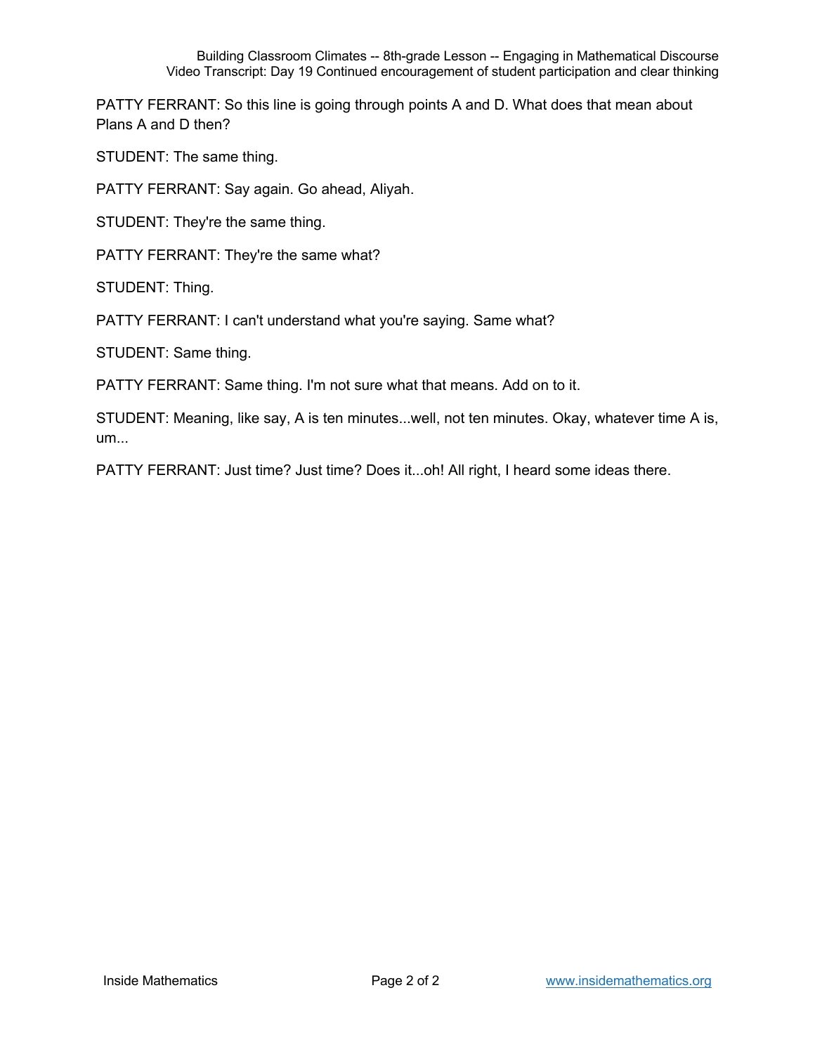PATTY FERRANT: So this line is going through points A and D. What does that mean about Plans A and D then?

STUDENT: The same thing.

PATTY FERRANT: Say again. Go ahead, Aliyah.

STUDENT: They're the same thing.

PATTY FERRANT: They're the same what?

STUDENT: Thing.

PATTY FERRANT: I can't understand what you're saying. Same what?

STUDENT: Same thing.

PATTY FERRANT: Same thing. I'm not sure what that means. Add on to it.

STUDENT: Meaning, like say, A is ten minutes...well, not ten minutes. Okay, whatever time A is, um...

PATTY FERRANT: Just time? Just time? Does it...oh! All right, I heard some ideas there.